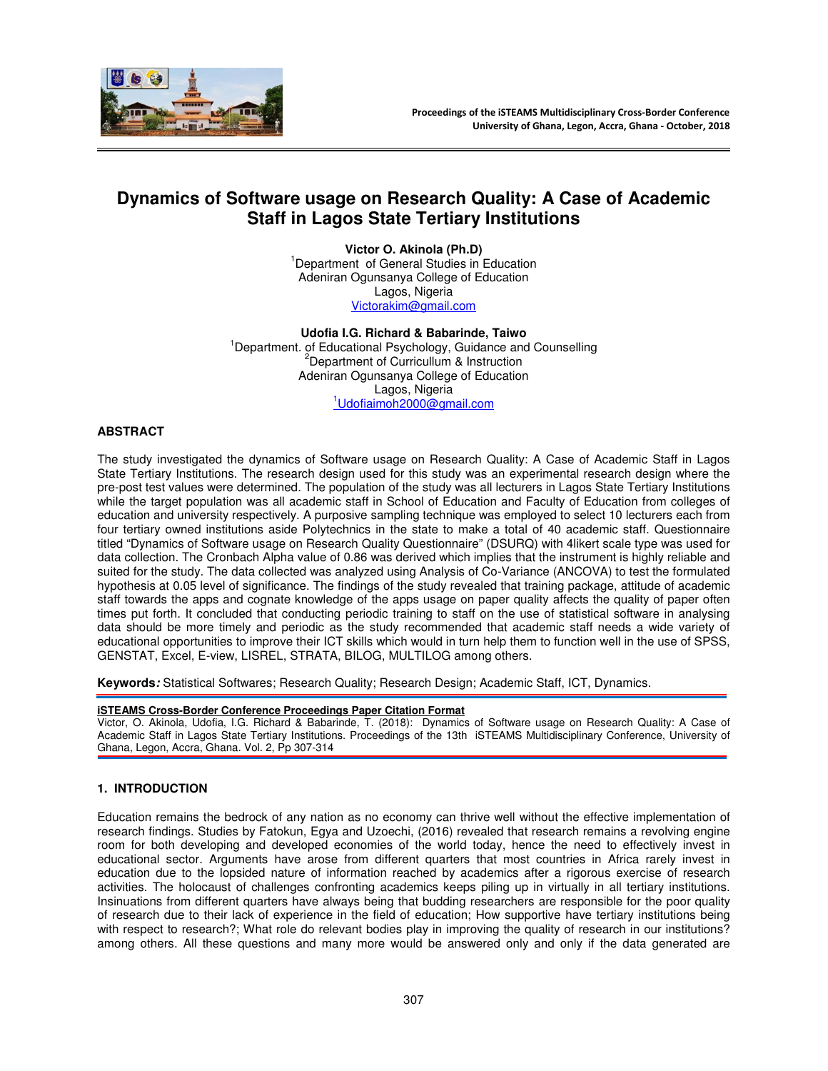# Dynamics of Software usage on Research Quality: A Case of Academic Staff in Lagos State Tertiary Institutions

**Victor O. Akinola (Ph.D)**
[1]Department of General Studies in Education
Adeniran Ogunsanya College of Education
Lagos, Nigeria
Victorakim@gmail.com

**Udofia I.G. Richard & Babarinde, Taiwo**
[1]Department. of Educational Psychology, Guidance and Counselling
[2]Department of Curricullum & Instruction
Adeniran Ogunsanya College of Education
Lagos, Nigeria
[1]Udofiaimoh2000@gmail.com

## ABSTRACT

The study investigated the dynamics of Software usage on Research Quality: A Case of Academic Staff in Lagos State Tertiary Institutions. The research design used for this study was an experimental research design where the pre-post test values were determined. The population of the study was all lecturers in Lagos State Tertiary Institutions while the target population was all academic staff in School of Education and Faculty of Education from colleges of education and university respectively. A purposive sampling technique was employed to select 10 lecturers each from four tertiary owned institutions aside Polytechnics in the state to make a total of 40 academic staff. Questionnaire titled "Dynamics of Software usage on Research Quality Questionnaire" (DSURQ) with 4likert scale type was used for data collection. The Cronbach Alpha value of 0.86 was derived which implies that the instrument is highly reliable and suited for the study. The data collected was analyzed using Analysis of Co-Variance (ANCOVA) to test the formulated hypothesis at 0.05 level of significance. The findings of the study revealed that training package, attitude of academic staff towards the apps and cognate knowledge of the apps usage on paper quality affects the quality of paper often times put forth. It concluded that conducting periodic training to staff on the use of statistical software in analysing data should be more timely and periodic as the study recommended that academic staff needs a wide variety of educational opportunities to improve their ICT skills which would in turn help them to function well in the use of SPSS, GENSTAT, Excel, E-view, LISREL, STRATA, BILOG, MULTILOG among others.

***Keywords:*** Statistical Softwares; Research Quality; Research Design; Academic Staff, ICT, Dynamics.

**iSTEAMS Cross-Border Conference Proceedings Paper Citation Format**
Victor, O. Akinola, Udofia, I.G. Richard & Babarinde, T. (2018): Dynamics of Software usage on Research Quality: A Case of Academic Staff in Lagos State Tertiary Institutions. Proceedings of the 13th iSTEAMS Multidisciplinary Conference, University of Ghana, Legon, Accra, Ghana. Vol. 2, Pp 307-314

## 1. INTRODUCTION

Education remains the bedrock of any nation as no economy can thrive well without the effective implementation of research findings. Studies by Fatokun, Egya and Uzoechi, (2016) revealed that research remains a revolving engine room for both developing and developed economies of the world today, hence the need to effectively invest in educational sector. Arguments have arose from different quarters that most countries in Africa rarely invest in education due to the lopsided nature of information reached by academics after a rigorous exercise of research activities. The holocaust of challenges confronting academics keeps piling up in virtually in all tertiary institutions. Insinuations from different quarters have always being that budding researchers are responsible for the poor quality of research due to their lack of experience in the field of education; How supportive have tertiary institutions being with respect to research?; What role do relevant bodies play in improving the quality of research in our institutions? among others. All these questions and many more would be answered only and only if the data generated are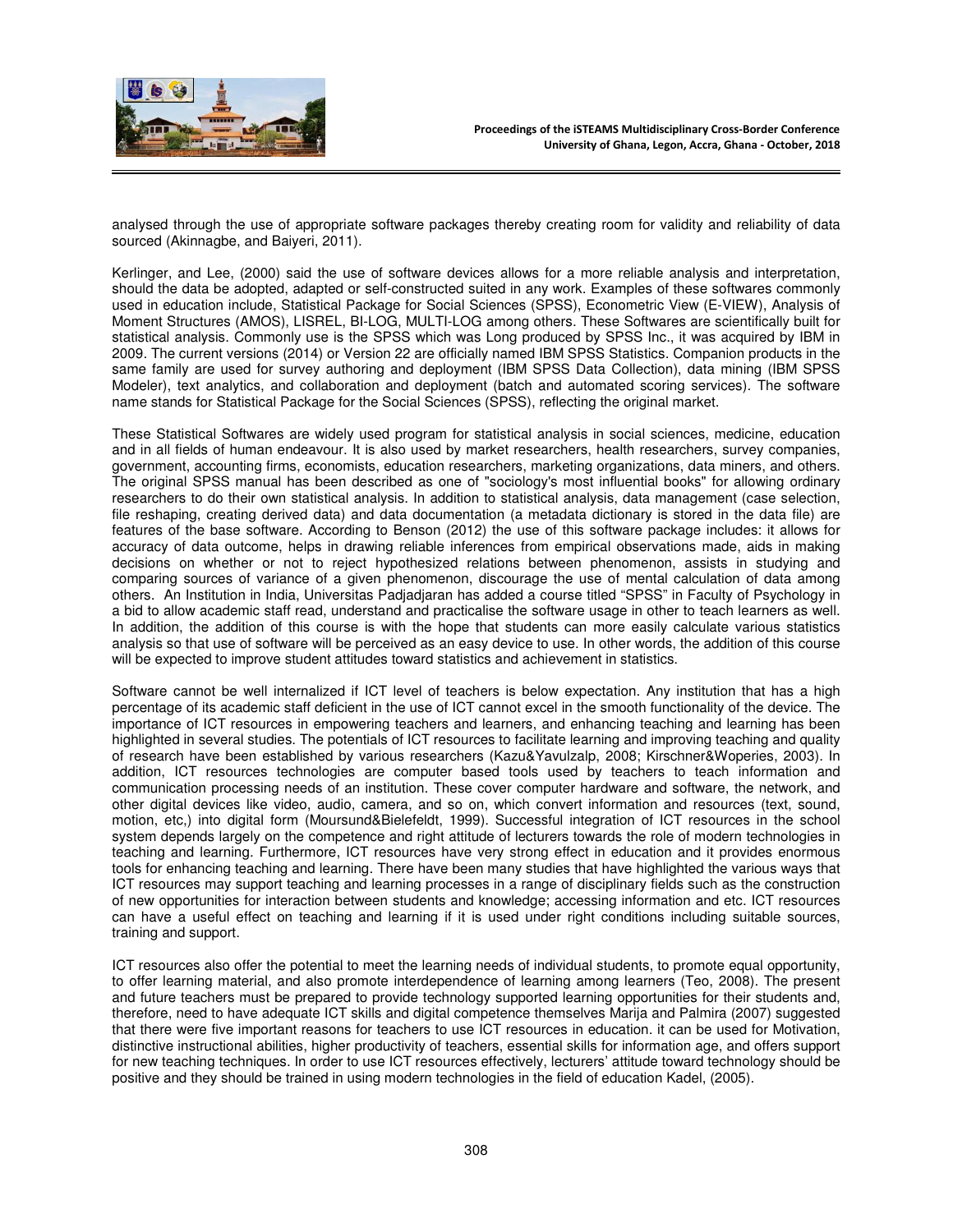analysed through the use of appropriate software packages thereby creating room for validity and reliability of data sourced (Akinnagbe, and Baiyeri, 2011).

Kerlinger, and Lee, (2000) said the use of software devices allows for a more reliable analysis and interpretation, should the data be adopted, adapted or self-constructed suited in any work. Examples of these softwares commonly used in education include, Statistical Package for Social Sciences (SPSS), Econometric View (E-VIEW), Analysis of Moment Structures (AMOS), LISREL, BI-LOG, MULTI-LOG among others. These Softwares are scientifically built for statistical analysis. Commonly use is the SPSS which was Long produced by SPSS Inc., it was acquired by IBM in 2009. The current versions (2014) or Version 22 are officially named IBM SPSS Statistics. Companion products in the same family are used for survey authoring and deployment (IBM SPSS Data Collection), data mining (IBM SPSS Modeler), text analytics, and collaboration and deployment (batch and automated scoring services). The software name stands for Statistical Package for the Social Sciences (SPSS), reflecting the original market.

These Statistical Softwares are widely used program for statistical analysis in social sciences, medicine, education and in all fields of human endeavour. It is also used by market researchers, health researchers, survey companies, government, accounting firms, economists, education researchers, marketing organizations, data miners, and others. The original SPSS manual has been described as one of "sociology's most influential books" for allowing ordinary researchers to do their own statistical analysis. In addition to statistical analysis, data management (case selection, file reshaping, creating derived data) and data documentation (a metadata dictionary is stored in the data file) are features of the base software. According to Benson (2012) the use of this software package includes: it allows for accuracy of data outcome, helps in drawing reliable inferences from empirical observations made, aids in making decisions on whether or not to reject hypothesized relations between phenomenon, assists in studying and comparing sources of variance of a given phenomenon, discourage the use of mental calculation of data among others. An Institution in India, Universitas Padjadjaran has added a course titled "SPSS" in Faculty of Psychology in a bid to allow academic staff read, understand and practicalise the software usage in other to teach learners as well. In addition, the addition of this course is with the hope that students can more easily calculate various statistics analysis so that use of software will be perceived as an easy device to use. In other words, the addition of this course will be expected to improve student attitudes toward statistics and achievement in statistics.

Software cannot be well internalized if ICT level of teachers is below expectation. Any institution that has a high percentage of its academic staff deficient in the use of ICT cannot excel in the smooth functionality of the device. The importance of ICT resources in empowering teachers and learners, and enhancing teaching and learning has been highlighted in several studies. The potentials of ICT resources to facilitate learning and improving teaching and quality of research have been established by various researchers (Kazu&Yavulzalp, 2008; Kirschner&Woperies, 2003). In addition, ICT resources technologies are computer based tools used by teachers to teach information and communication processing needs of an institution. These cover computer hardware and software, the network, and other digital devices like video, audio, camera, and so on, which convert information and resources (text, sound, motion, etc,) into digital form (Moursund&Bielefeldt, 1999). Successful integration of ICT resources in the school system depends largely on the competence and right attitude of lecturers towards the role of modern technologies in teaching and learning. Furthermore, ICT resources have very strong effect in education and it provides enormous tools for enhancing teaching and learning. There have been many studies that have highlighted the various ways that ICT resources may support teaching and learning processes in a range of disciplinary fields such as the construction of new opportunities for interaction between students and knowledge; accessing information and etc. ICT resources can have a useful effect on teaching and learning if it is used under right conditions including suitable sources, training and support.

ICT resources also offer the potential to meet the learning needs of individual students, to promote equal opportunity, to offer learning material, and also promote interdependence of learning among learners (Teo, 2008). The present and future teachers must be prepared to provide technology supported learning opportunities for their students and, therefore, need to have adequate ICT skills and digital competence themselves Marija and Palmira (2007) suggested that there were five important reasons for teachers to use ICT resources in education. it can be used for Motivation, distinctive instructional abilities, higher productivity of teachers, essential skills for information age, and offers support for new teaching techniques. In order to use ICT resources effectively, lecturers' attitude toward technology should be positive and they should be trained in using modern technologies in the field of education Kadel, (2005).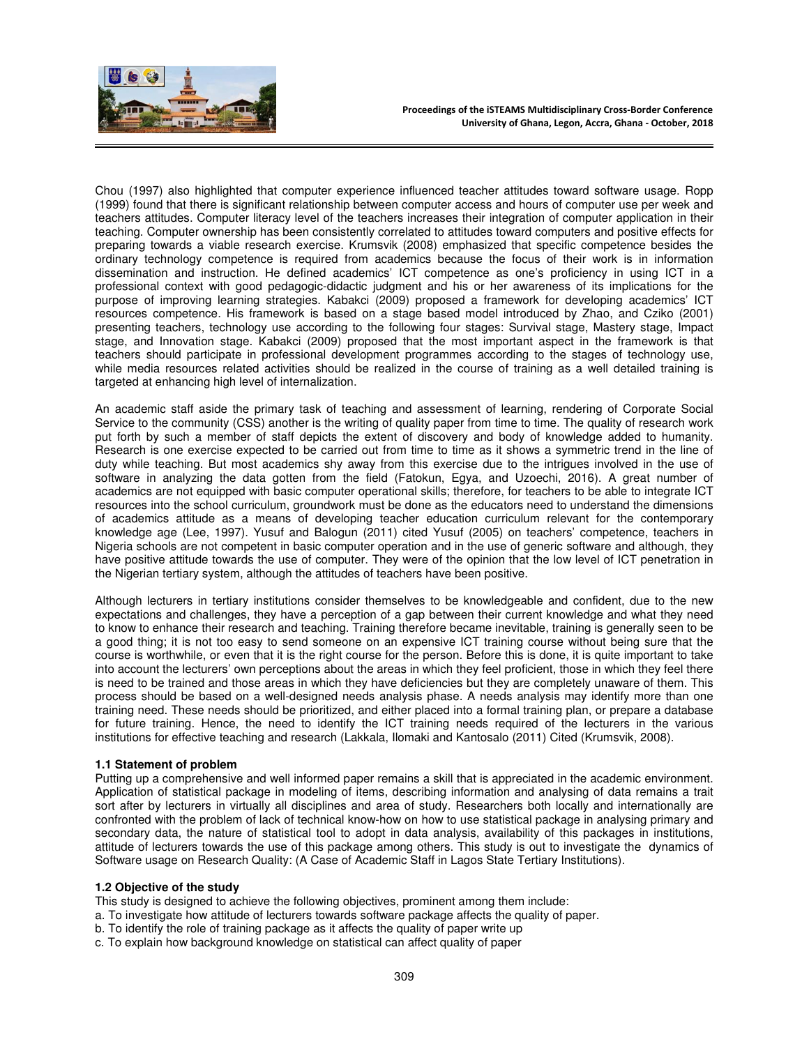Chou (1997) also highlighted that computer experience influenced teacher attitudes toward software usage. Ropp (1999) found that there is significant relationship between computer access and hours of computer use per week and teachers attitudes. Computer literacy level of the teachers increases their integration of computer application in their teaching. Computer ownership has been consistently correlated to attitudes toward computers and positive effects for preparing towards a viable research exercise. Krumsvik (2008) emphasized that specific competence besides the ordinary technology competence is required from academics because the focus of their work is in information dissemination and instruction. He defined academics' ICT competence as one's proficiency in using ICT in a professional context with good pedagogic-didactic judgment and his or her awareness of its implications for the purpose of improving learning strategies. Kabakci (2009) proposed a framework for developing academics' ICT resources competence. His framework is based on a stage based model introduced by Zhao, and Cziko (2001) presenting teachers, technology use according to the following four stages: Survival stage, Mastery stage, Impact stage, and Innovation stage. Kabakci (2009) proposed that the most important aspect in the framework is that teachers should participate in professional development programmes according to the stages of technology use, while media resources related activities should be realized in the course of training as a well detailed training is targeted at enhancing high level of internalization.

An academic staff aside the primary task of teaching and assessment of learning, rendering of Corporate Social Service to the community (CSS) another is the writing of quality paper from time to time. The quality of research work put forth by such a member of staff depicts the extent of discovery and body of knowledge added to humanity. Research is one exercise expected to be carried out from time to time as it shows a symmetric trend in the line of duty while teaching. But most academics shy away from this exercise due to the intrigues involved in the use of software in analyzing the data gotten from the field (Fatokun, Egya, and Uzoechi, 2016). A great number of academics are not equipped with basic computer operational skills; therefore, for teachers to be able to integrate ICT resources into the school curriculum, groundwork must be done as the educators need to understand the dimensions of academics attitude as a means of developing teacher education curriculum relevant for the contemporary knowledge age (Lee, 1997). Yusuf and Balogun (2011) cited Yusuf (2005) on teachers' competence, teachers in Nigeria schools are not competent in basic computer operation and in the use of generic software and although, they have positive attitude towards the use of computer. They were of the opinion that the low level of ICT penetration in the Nigerian tertiary system, although the attitudes of teachers have been positive.

Although lecturers in tertiary institutions consider themselves to be knowledgeable and confident, due to the new expectations and challenges, they have a perception of a gap between their current knowledge and what they need to know to enhance their research and teaching. Training therefore became inevitable, training is generally seen to be a good thing; it is not too easy to send someone on an expensive ICT training course without being sure that the course is worthwhile, or even that it is the right course for the person. Before this is done, it is quite important to take into account the lecturers' own perceptions about the areas in which they feel proficient, those in which they feel there is need to be trained and those areas in which they have deficiencies but they are completely unaware of them. This process should be based on a well-designed needs analysis phase. A needs analysis may identify more than one training need. These needs should be prioritized, and either placed into a formal training plan, or prepare a database for future training. Hence, the need to identify the ICT training needs required of the lecturers in the various institutions for effective teaching and research (Lakkala, Ilomaki and Kantosalo (2011) Cited (Krumsvik, 2008).

### 1.1 Statement of problem

Putting up a comprehensive and well informed paper remains a skill that is appreciated in the academic environment. Application of statistical package in modeling of items, describing information and analysing of data remains a trait sort after by lecturers in virtually all disciplines and area of study. Researchers both locally and internationally are confronted with the problem of lack of technical know-how on how to use statistical package in analysing primary and secondary data, the nature of statistical tool to adopt in data analysis, availability of this packages in institutions, attitude of lecturers towards the use of this package among others. This study is out to investigate the dynamics of Software usage on Research Quality: (A Case of Academic Staff in Lagos State Tertiary Institutions).

### 1.2 Objective of the study

This study is designed to achieve the following objectives, prominent among them include:

a. To investigate how attitude of lecturers towards software package affects the quality of paper.
b. To identify the role of training package as it affects the quality of paper write up
c. To explain how background knowledge on statistical can affect quality of paper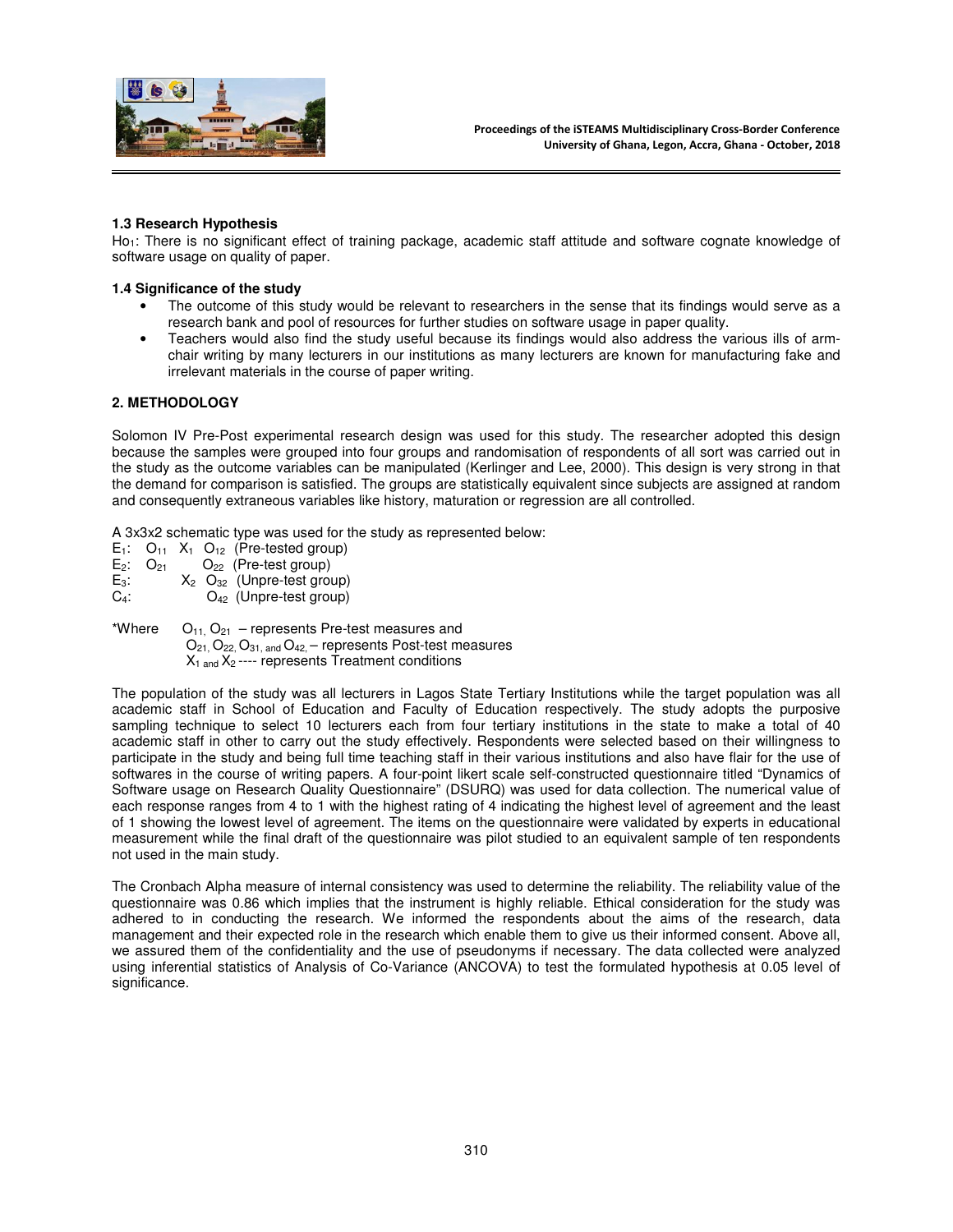### 1.3 Research Hypothesis

$Ho_1$: There is no significant effect of training package, academic staff attitude and software cognate knowledge of software usage on quality of paper.

### 1.4 Significance of the study

- The outcome of this study would be relevant to researchers in the sense that its findings would serve as a research bank and pool of resources for further studies on software usage in paper quality.
- Teachers would also find the study useful because its findings would also address the various ills of arm-chair writing by many lecturers in our institutions as many lecturers are known for manufacturing fake and irrelevant materials in the course of paper writing.

## 2. METHODOLOGY

Solomon IV Pre-Post experimental research design was used for this study. The researcher adopted this design because the samples were grouped into four groups and randomisation of respondents of all sort was carried out in the study as the outcome variables can be manipulated (Kerlinger and Lee, 2000). This design is very strong in that the demand for comparison is satisfied. The groups are statistically equivalent since subjects are assigned at random and consequently extraneous variables like history, maturation or regression are all controlled.

A 3x3x2 schematic type was used for the study as represented below:

$E_1$: $O_{11}$ $X_1$ $O_{12}$ (Pre-tested group)
$E_2$: $O_{21}$ $O_{22}$ (Pre-test group)
$E_3$: $X_2$ $O_{32}$ (Unpre-test group)
$C_4$: $O_{42}$ (Unpre-test group)

*Where $O_{11}$, $O_{21}$ – represents Pre-test measures and
$O_{21}$, $O_{22}$, $O_{31}$, and $O_{42}$, – represents Post-test measures
$X_1$ and $X_2$ ---- represents Treatment conditions

The population of the study was all lecturers in Lagos State Tertiary Institutions while the target population was all academic staff in School of Education and Faculty of Education respectively. The study adopts the purposive sampling technique to select 10 lecturers each from four tertiary institutions in the state to make a total of 40 academic staff in other to carry out the study effectively. Respondents were selected based on their willingness to participate in the study and being full time teaching staff in their various institutions and also have flair for the use of softwares in the course of writing papers. A four-point likert scale self-constructed questionnaire titled "Dynamics of Software usage on Research Quality Questionnaire" (DSURQ) was used for data collection. The numerical value of each response ranges from 4 to 1 with the highest rating of 4 indicating the highest level of agreement and the least of 1 showing the lowest level of agreement. The items on the questionnaire were validated by experts in educational measurement while the final draft of the questionnaire was pilot studied to an equivalent sample of ten respondents not used in the main study.

The Cronbach Alpha measure of internal consistency was used to determine the reliability. The reliability value of the questionnaire was 0.86 which implies that the instrument is highly reliable. Ethical consideration for the study was adhered to in conducting the research. We informed the respondents about the aims of the research, data management and their expected role in the research which enable them to give us their informed consent. Above all, we assured them of the confidentiality and the use of pseudonyms if necessary. The data collected were analyzed using inferential statistics of Analysis of Co-Variance (ANCOVA) to test the formulated hypothesis at 0.05 level of significance.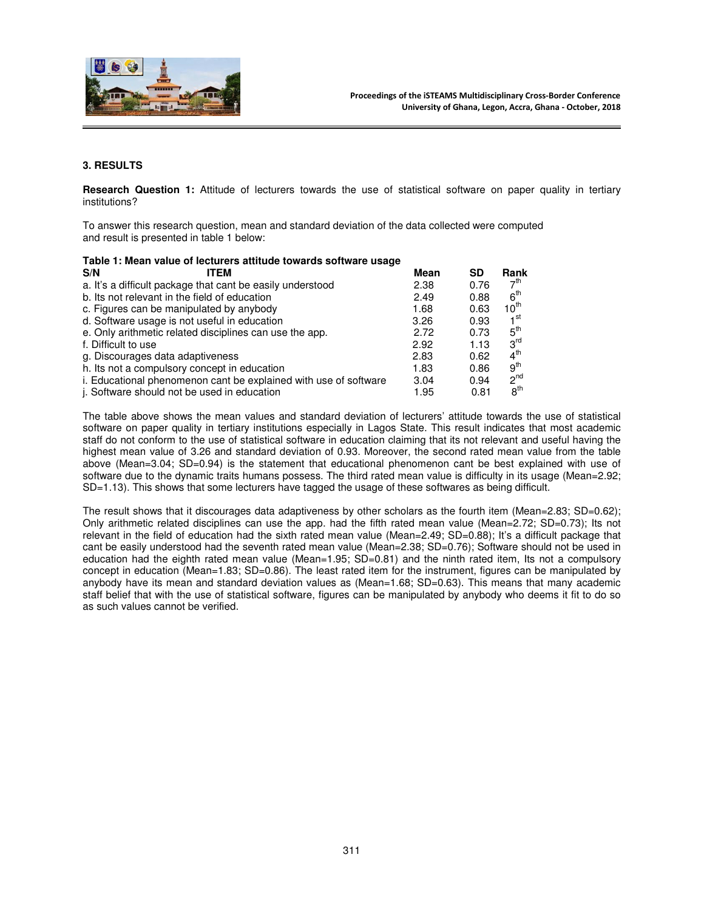## 3. RESULTS

**Research Question 1:** Attitude of lecturers towards the use of statistical software on paper quality in tertiary institutions?

To answer this research question, mean and standard deviation of the data collected were computed and result is presented in table 1 below:

**Table 1: Mean value of lecturers attitude towards software usage**

| S/N ITEM | Mean | SD | Rank |
|---|---|---|---|
| a. It's a difficult package that cant be easily understood | 2.38 | 0.76 | 7th |
| b. Its not relevant in the field of education | 2.49 | 0.88 | 6th |
| c. Figures can be manipulated by anybody | 1.68 | 0.63 | 10th |
| d. Software usage is not useful in education | 3.26 | 0.93 | 1st |
| e. Only arithmetic related disciplines can use the app. | 2.72 | 0.73 | 5th |
| f. Difficult to use | 2.92 | 1.13 | 3rd |
| g. Discourages data adaptiveness | 2.83 | 0.62 | 4th |
| h. Its not a compulsory concept in education | 1.83 | 0.86 | 9th |
| i. Educational phenomenon cant be explained with use of software | 3.04 | 0.94 | 2nd |
| j. Software should not be used in education | 1.95 | 0.81 | 8th |

The table above shows the mean values and standard deviation of lecturers' attitude towards the use of statistical software on paper quality in tertiary institutions especially in Lagos State. This result indicates that most academic staff do not conform to the use of statistical software in education claiming that its not relevant and useful having the highest mean value of 3.26 and standard deviation of 0.93. Moreover, the second rated mean value from the table above (Mean=3.04; SD=0.94) is the statement that educational phenomenon cant be best explained with use of software due to the dynamic traits humans possess. The third rated mean value is difficulty in its usage (Mean=2.92; SD=1.13). This shows that some lecturers have tagged the usage of these softwares as being difficult.

The result shows that it discourages data adaptiveness by other scholars as the fourth item (Mean=2.83; SD=0.62); Only arithmetic related disciplines can use the app. had the fifth rated mean value (Mean=2.72; SD=0.73); Its not relevant in the field of education had the sixth rated mean value (Mean=2.49; SD=0.88); It's a difficult package that cant be easily understood had the seventh rated mean value (Mean=2.38; SD=0.76); Software should not be used in education had the eighth rated mean value (Mean=1.95; SD=0.81) and the ninth rated item, Its not a compulsory concept in education (Mean=1.83; SD=0.86). The least rated item for the instrument, figures can be manipulated by anybody have its mean and standard deviation values as (Mean=1.68; SD=0.63). This means that many academic staff belief that with the use of statistical software, figures can be manipulated by anybody who deems it fit to do so as such values cannot be verified.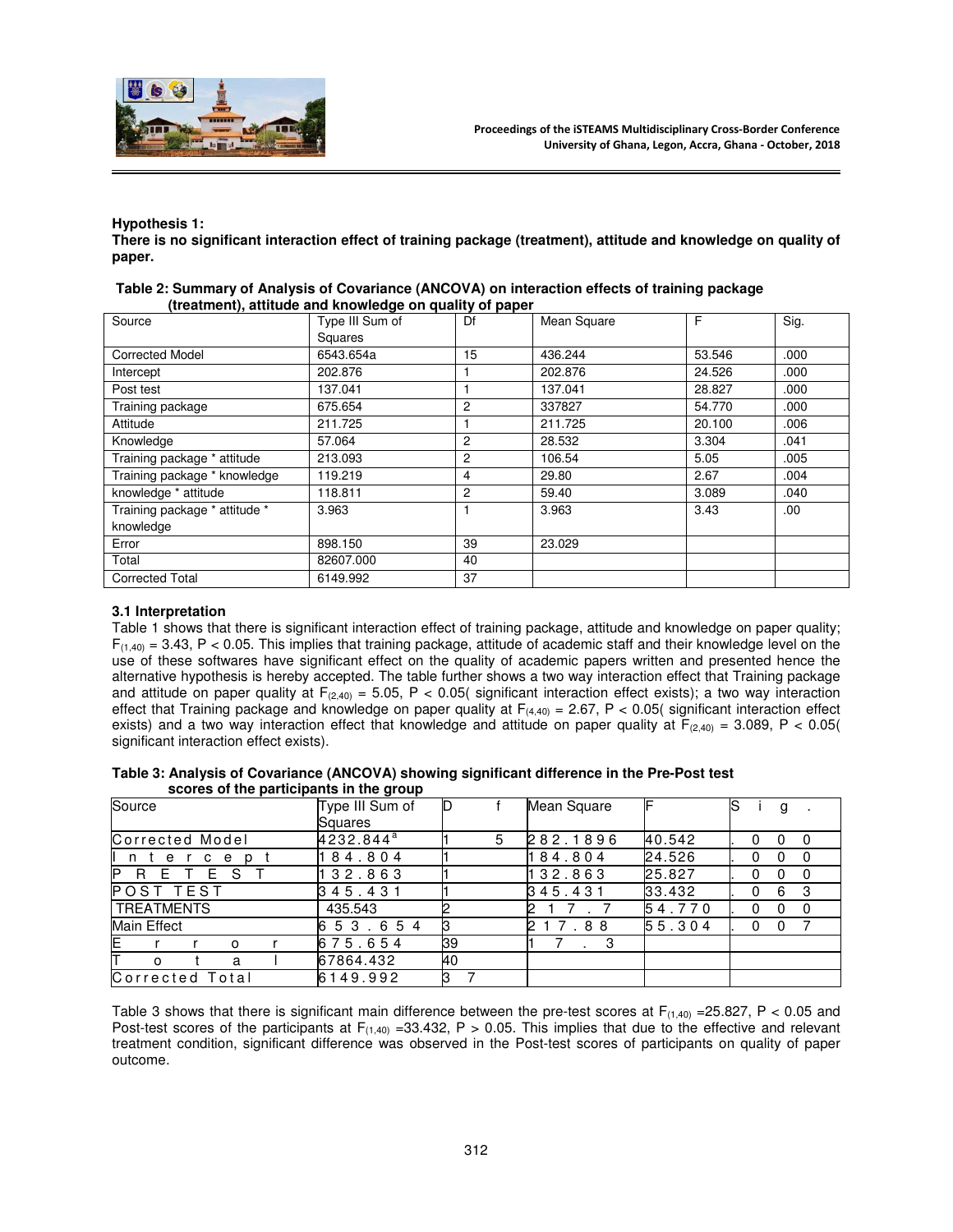**Hypothesis 1:**

**There is no significant interaction effect of training package (treatment), attitude and knowledge on quality of paper.**

**Table 2: Summary of Analysis of Covariance (ANCOVA) on interaction effects of training package (treatment), attitude and knowledge on quality of paper**

| Source | Type III Sum of Squares | Df | Mean Square | F | Sig. |
|---|---|---|---|---|---|
| Corrected Model | 6543.654a | 15 | 436.244 | 53.546 | .000 |
| Intercept | 202.876 | 1 | 202.876 | 24.526 | .000 |
| Post test | 137.041 | 1 | 137.041 | 28.827 | .000 |
| Training package | 675.654 | 2 | 337827 | 54.770 | .000 |
| Attitude | 211.725 | 1 | 211.725 | 20.100 | .006 |
| Knowledge | 57.064 | 2 | 28.532 | 3.304 | .041 |
| Training package * attitude | 213.093 | 2 | 106.54 | 5.05 | .005 |
| Training package * knowledge | 119.219 | 4 | 29.80 | 2.67 | .004 |
| knowledge * attitude | 118.811 | 2 | 59.40 | 3.089 | .040 |
| Training package * attitude * knowledge | 3.963 | 1 | 3.963 | 3.43 | .00 |
| Error | 898.150 | 39 | 23.029 | | |
| Total | 82607.000 | 40 | | | |
| Corrected Total | 6149.992 | 37 | | | |

### 3.1 Interpretation

Table 1 shows that there is significant interaction effect of training package, attitude and knowledge on paper quality; $F_{(1,40)} = 3.43$, $P < 0.05$. This implies that training package, attitude of academic staff and their knowledge level on the use of these softwares have significant effect on the quality of academic papers written and presented hence the alternative hypothesis is hereby accepted. The table further shows a two way interaction effect that Training package and attitude on paper quality at $F_{(2,40)} = 5.05$, $P < 0.05$( significant interaction effect exists); a two way interaction effect that Training package and knowledge on paper quality at $F_{(4,40)} = 2.67$, $P < 0.05$( significant interaction effect exists) and a two way interaction effect that knowledge and attitude on paper quality at $F_{(2,40)} = 3.089$, $P < 0.05$( significant interaction effect exists).

**Table 3: Analysis of Covariance (ANCOVA) showing significant difference in the Pre-Post test scores of the participants in the group**

| Source | Type III Sum of Squares | Df | Mean Square | F | Sig. |
|---|---|---|---|---|---|
| Corrected Model | 4232.844[a] | 15 | 282.1896 | 40.542 | .000 |
| Intercept | 184.804 | 1 | 184.804 | 24.526 | .000 |
| PRETEST | 132.863 | 1 | 132.863 | 25.827 | .000 |
| POST TEST | 345.431 | 1 | 345.431 | 33.432 | .063 |
| TREATMENTS | 435.543 | 2 | 217.7 | 54.770 | .000 |
| Main Effect | 653.654 | 3 | 217.88 | 55.304 | .007 |
| Error | 675.654 | 39 | 17.3 | | |
| Total | 67864.432 | 40 | | | |
| Corrected Total | 6149.992 | 37 | | | |

Table 3 shows that there is significant main difference between the pre-test scores at $F_{(1,40)} = 25.827$, $P < 0.05$ and Post-test scores of the participants at $F_{(1,40)} = 33.432$, $P > 0.05$. This implies that due to the effective and relevant treatment condition, significant difference was observed in the Post-test scores of participants on quality of paper outcome.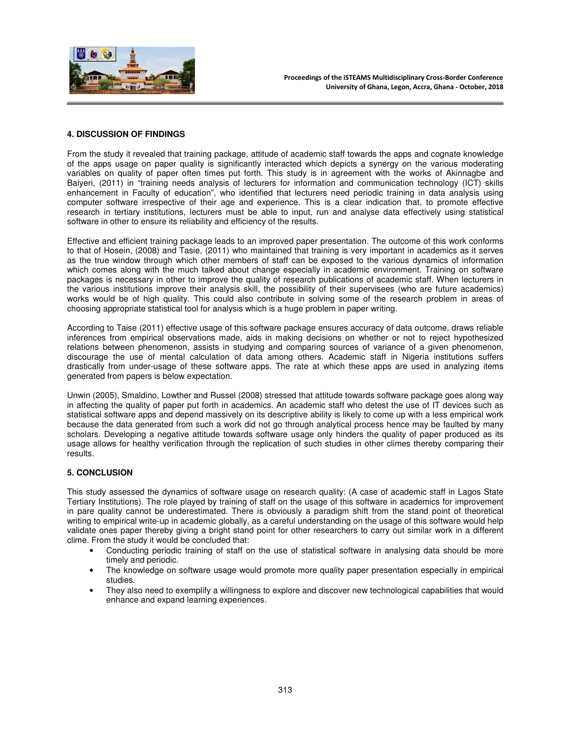## 4. DISCUSSION OF FINDINGS

From the study it revealed that training package, attitude of academic staff towards the apps and cognate knowledge of the apps usage on paper quality is significantly interacted which depicts a synergy on the various moderating variables on quality of paper often times put forth. This study is in agreement with the works of Akinnagbe and Baiyeri, (2011) in "training needs analysis of lecturers for information and communication technology (ICT) skills enhancement in Faculty of education", who identified that lecturers need periodic training in data analysis using computer software irrespective of their age and experience. This is a clear indication that, to promote effective research in tertiary institutions, lecturers must be able to input, run and analyse data effectively using statistical software in other to ensure its reliability and efficiency of the results.

Effective and efficient training package leads to an improved paper presentation. The outcome of this work conforms to that of Hosein, (2008) and Tasie, (2011) who maintained that training is very important in academics as it serves as the true window through which other members of staff can be exposed to the various dynamics of information which comes along with the much talked about change especially in academic environment. Training on software packages is necessary in other to improve the quality of research publications of academic staff. When lecturers in the various institutions improve their analysis skill, the possibility of their supervisees (who are future academics) works would be of high quality. This could also contribute in solving some of the research problem in areas of choosing appropriate statistical tool for analysis which is a huge problem in paper writing.

According to Taise (2011) effective usage of this software package ensures accuracy of data outcome, draws reliable inferences from empirical observations made, aids in making decisions on whether or not to reject hypothesized relations between phenomenon, assists in studying and comparing sources of variance of a given phenomenon, discourage the use of mental calculation of data among others. Academic staff in Nigeria institutions suffers drastically from under-usage of these software apps. The rate at which these apps are used in analyzing items generated from papers is below expectation.

Unwin (2005), Smaldino, Lowther and Russel (2008) stressed that attitude towards software package goes along way in affecting the quality of paper put forth in academics. An academic staff who detest the use of IT devices such as statistical software apps and depend massively on its descriptive ability is likely to come up with a less empirical work because the data generated from such a work did not go through analytical process hence may be faulted by many scholars. Developing a negative attitude towards software usage only hinders the quality of paper produced as its usage allows for healthy verification through the replication of such studies in other climes thereby comparing their results.

## 5. CONCLUSION

This study assessed the dynamics of software usage on research quality: (A case of academic staff in Lagos State Tertiary Institutions). The role played by training of staff on the usage of this software in academics for improvement in pare quality cannot be underestimated. There is obviously a paradigm shift from the stand point of theoretical writing to empirical write-up in academic globally, as a careful understanding on the usage of this software would help validate ones paper thereby giving a bright stand point for other researchers to carry out similar work in a different clime. From the study it would be concluded that:

- Conducting periodic training of staff on the use of statistical software in analysing data should be more timely and periodic.
- The knowledge on software usage would promote more quality paper presentation especially in empirical studies.
- They also need to exemplify a willingness to explore and discover new technological capabilities that would enhance and expand learning experiences.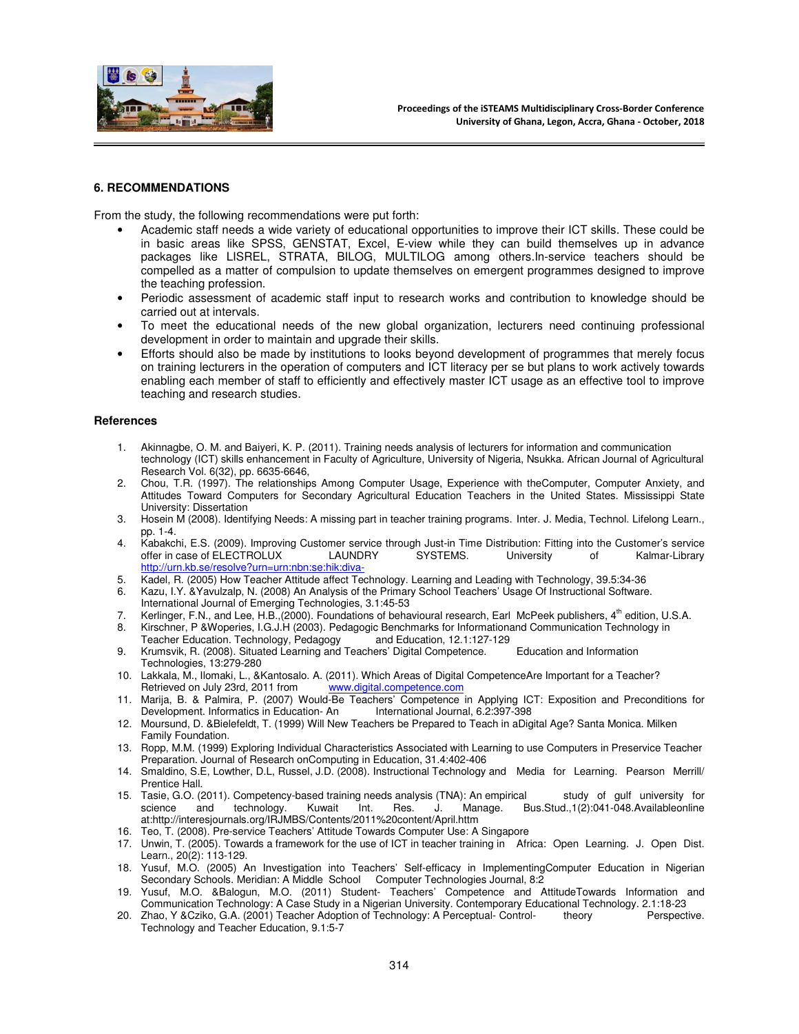## 6. RECOMMENDATIONS

From the study, the following recommendations were put forth:

- Academic staff needs a wide variety of educational opportunities to improve their ICT skills. These could be in basic areas like SPSS, GENSTAT, Excel, E-view while they can build themselves up in advance packages like LISREL, STRATA, BILOG, MULTILOG among others.In-service teachers should be compelled as a matter of compulsion to update themselves on emergent programmes designed to improve the teaching profession.
- Periodic assessment of academic staff input to research works and contribution to knowledge should be carried out at intervals.
- To meet the educational needs of the new global organization, lecturers need continuing professional development in order to maintain and upgrade their skills.
- Efforts should also be made by institutions to looks beyond development of programmes that merely focus on training lecturers in the operation of computers and ICT literacy per se but plans to work actively towards enabling each member of staff to efficiently and effectively master ICT usage as an effective tool to improve teaching and research studies.

### References

1. Akinnagbe, O. M. and Baiyeri, K. P. (2011). Training needs analysis of lecturers for information and communication technology (ICT) skills enhancement in Faculty of Agriculture, University of Nigeria, Nsukka. African Journal of Agricultural Research Vol. 6(32), pp. 6635-6646,
2. Chou, T.R. (1997). The relationships Among Computer Usage, Experience with theComputer, Computer Anxiety, and Attitudes Toward Computers for Secondary Agricultural Education Teachers in the United States. Mississippi State University: Dissertation
3. Hosein M (2008). Identifying Needs: A missing part in teacher training programs. Inter. J. Media, Technol. Lifelong Learn., pp. 1-4.
4. Kabakchi, E.S. (2009). Improving Customer service through Just-in Time Distribution: Fitting into the Customer's service offer in case of ELECTROLUX LAUNDRY SYSTEMS. University of Kalmar-Library http://urn.kb.se/resolve?urn=urn:nbn:se:hik:diva-
5. Kadel, R. (2005) How Teacher Attitude affect Technology. Learning and Leading with Technology, 39.5:34-36
6. Kazu, I.Y. &Yavulzalp, N. (2008) An Analysis of the Primary School Teachers' Usage Of Instructional Software. International Journal of Emerging Technologies, 3.1:45-53
7. Kerlinger, F.N., and Lee, H.B.,(2000). Foundations of behavioural research, Earl McPeek publishers, 4th edition, U.S.A.
8. Kirschner, P &Woperies, I.G.J.H (2003). Pedagogic Benchmarks for Informationand Communication Technology in Teacher Education. Technology, Pedagogy and Education, 12.1:127-129
9. Krumsvik, R. (2008). Situated Learning and Teachers' Digital Competence. Education and Information Technologies, 13:279-280
10. Lakkala, M., Ilomaki, L., &Kantosalo. A. (2011). Which Areas of Digital CompetenceAre Important for a Teacher? Retrieved on July 23rd, 2011 from www.digital.competence.com
11. Marija, B. & Palmira, P. (2007) Would-Be Teachers' Competence in Applying ICT: Exposition and Preconditions for Development. Informatics in Education- An International Journal, 6.2:397-398
12. Moursund, D. &Bielefeldt, T. (1999) Will New Teachers be Prepared to Teach in aDigital Age? Santa Monica. Milken Family Foundation.
13. Ropp, M.M. (1999) Exploring Individual Characteristics Associated with Learning to use Computers in Preservice Teacher Preparation. Journal of Research onComputing in Education, 31.4:402-406
14. Smaldino, S.E, Lowther, D.L, Russel, J.D. (2008). Instructional Technology and Media for Learning. Pearson Merrill/ Prentice Hall.
15. Tasie, G.O. (2011). Competency-based training needs analysis (TNA): An empirical study of gulf university for science and technology. Kuwait Int. Res. J. Manage. Bus.Stud.,1(2):041-048.Availableonline at:http://interesjournals.org/IRJMBS/Contents/2011%20content/April.httm
16. Teo, T. (2008). Pre-service Teachers' Attitude Towards Computer Use: A Singapore
17. Unwin, T. (2005). Towards a framework for the use of ICT in teacher training in Africa: Open Learning. J. Open Dist. Learn., 20(2): 113-129.
18. Yusuf, M.O. (2005) An Investigation into Teachers' Self-efficacy in ImplementingComputer Education in Nigerian Secondary Schools. Meridian: A Middle School Computer Technologies Journal, 8:2
19. Yusuf, M.O. &Balogun, M.O. (2011) Student- Teachers' Competence and AttitudeTowards Information and Communication Technology: A Case Study in a Nigerian University. Contemporary Educational Technology. 2.1:18-23
20. Zhao, Y &Cziko, G.A. (2001) Teacher Adoption of Technology: A Perceptual- Control- theory Perspective. Technology and Teacher Education, 9.1:5-7